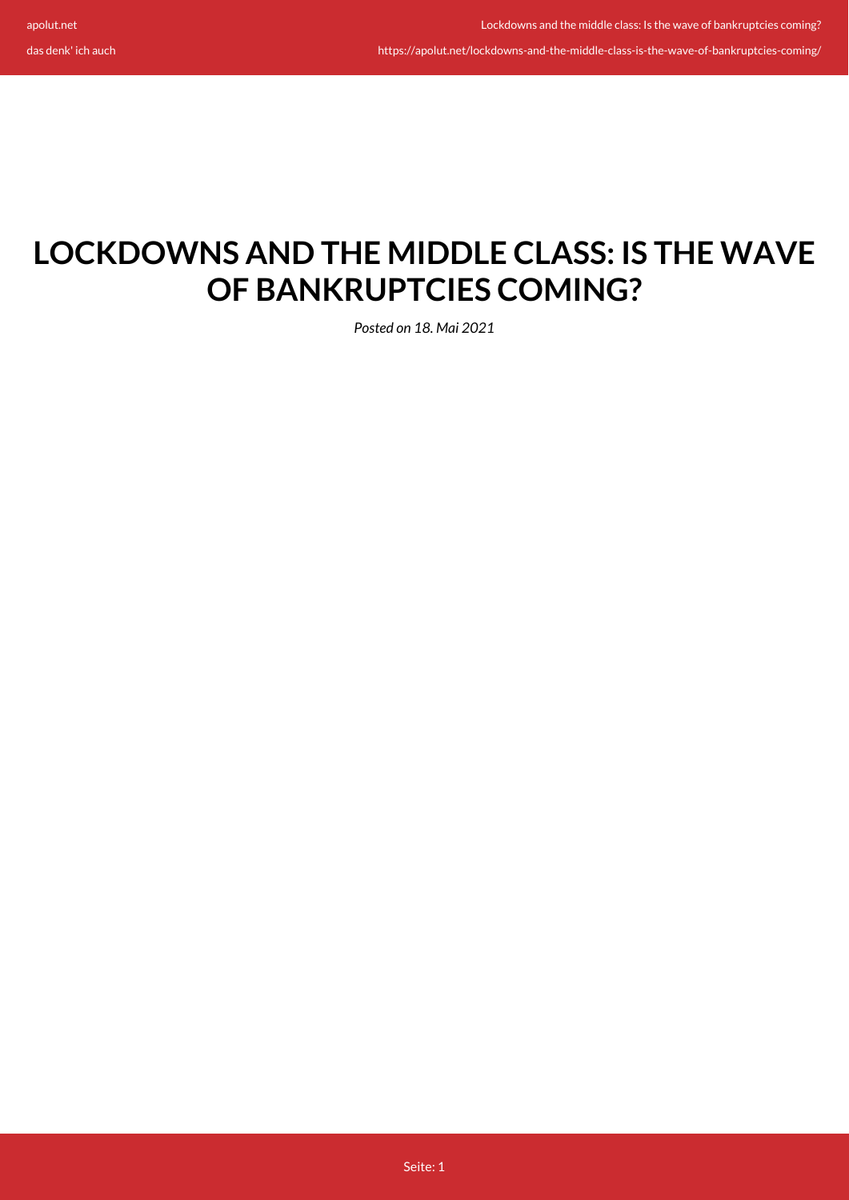# LOCKDOWNS AND THE MIDDLE CLASS: IS THE WAVE OF BANKRUPTCIES COMING?

*Posted on 18. Mai 2021*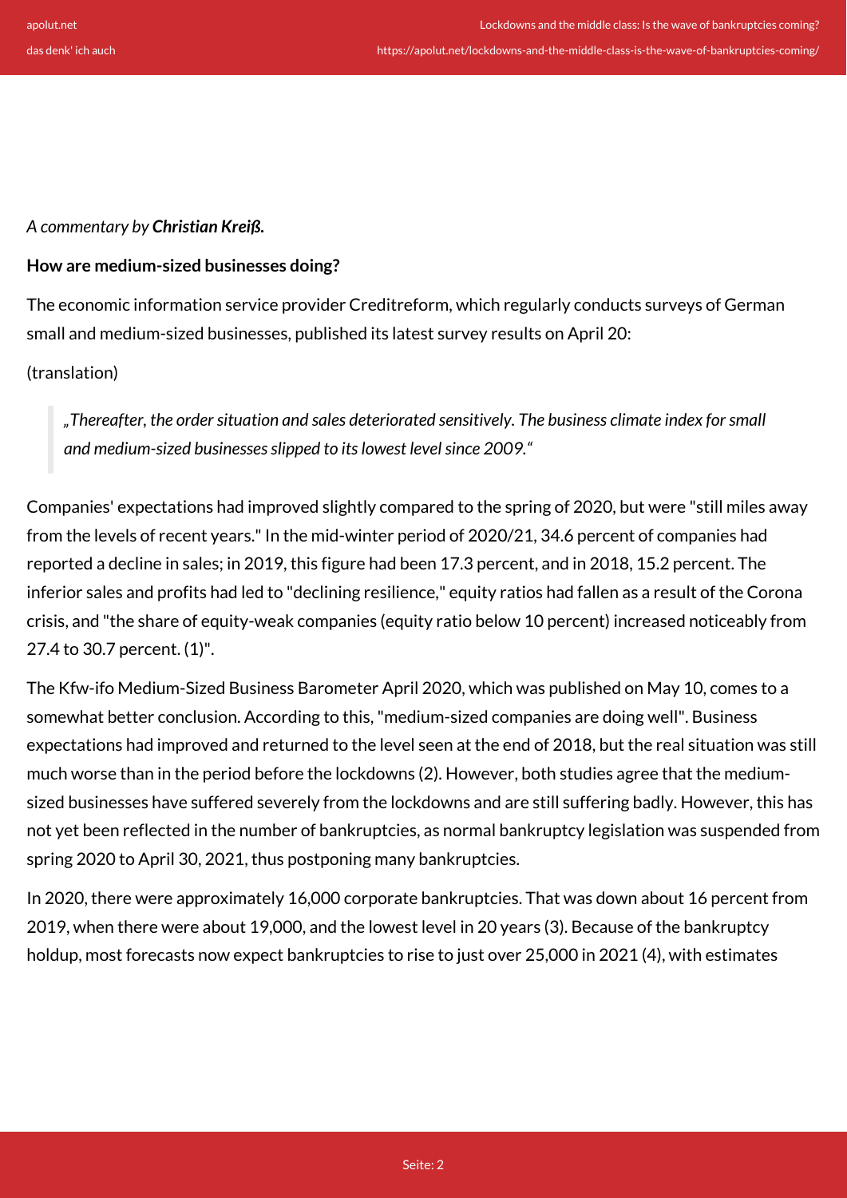*A commentary by **Christian Kreiß.***

**How are medium-sized businesses doing?**

The economic information service provider Creditreform, which regularly conducts surveys of German small and medium-sized businesses, published its latest survey results on April 20:

(translation)

> „Thereafter, the order situation and sales deteriorated sensitively. The business climate index for small and medium-sized businesses slipped to its lowest level since 2009."

Companies' expectations had improved slightly compared to the spring of 2020, but were "still miles away from the levels of recent years." In the mid-winter period of 2020/21, 34.6 percent of companies had reported a decline in sales; in 2019, this figure had been 17.3 percent, and in 2018, 15.2 percent. The inferior sales and profits had led to "declining resilience," equity ratios had fallen as a result of the Corona crisis, and "the share of equity-weak companies (equity ratio below 10 percent) increased noticeably from 27.4 to 30.7 percent. (1)".

The Kfw-ifo Medium-Sized Business Barometer April 2020, which was published on May 10, comes to a somewhat better conclusion. According to this, "medium-sized companies are doing well". Business expectations had improved and returned to the level seen at the end of 2018, but the real situation was still much worse than in the period before the lockdowns (2). However, both studies agree that the medium-sized businesses have suffered severely from the lockdowns and are still suffering badly. However, this has not yet been reflected in the number of bankruptcies, as normal bankruptcy legislation was suspended from spring 2020 to April 30, 2021, thus postponing many bankruptcies.

In 2020, there were approximately 16,000 corporate bankruptcies. That was down about 16 percent from 2019, when there were about 19,000, and the lowest level in 20 years (3). Because of the bankruptcy holdup, most forecasts now expect bankruptcies to rise to just over 25,000 in 2021 (4), with estimates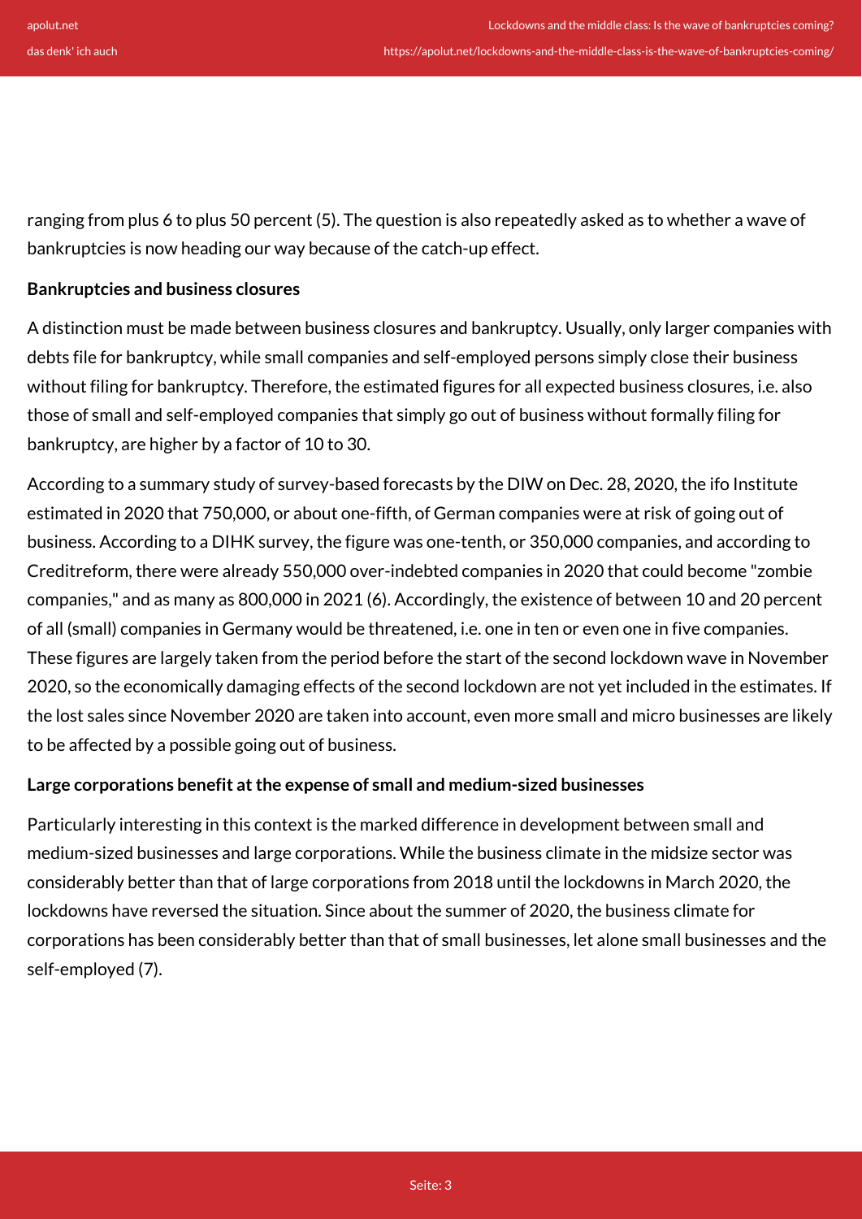ranging from plus 6 to plus 50 percent (5). The question is also repeatedly asked as to whether a wave of bankruptcies is now heading our way because of the catch-up effect.

**Bankruptcies and business closures**

A distinction must be made between business closures and bankruptcy. Usually, only larger companies with debts file for bankruptcy, while small companies and self-employed persons simply close their business without filing for bankruptcy. Therefore, the estimated figures for all expected business closures, i.e. also those of small and self-employed companies that simply go out of business without formally filing for bankruptcy, are higher by a factor of 10 to 30.

According to a summary study of survey-based forecasts by the DIW on Dec. 28, 2020, the ifo Institute estimated in 2020 that 750,000, or about one-fifth, of German companies were at risk of going out of business. According to a DIHK survey, the figure was one-tenth, or 350,000 companies, and according to Creditreform, there were already 550,000 over-indebted companies in 2020 that could become "zombie companies," and as many as 800,000 in 2021 (6). Accordingly, the existence of between 10 and 20 percent of all (small) companies in Germany would be threatened, i.e. one in ten or even one in five companies. These figures are largely taken from the period before the start of the second lockdown wave in November 2020, so the economically damaging effects of the second lockdown are not yet included in the estimates. If the lost sales since November 2020 are taken into account, even more small and micro businesses are likely to be affected by a possible going out of business.

**Large corporations benefit at the expense of small and medium-sized businesses**

Particularly interesting in this context is the marked difference in development between small and medium-sized businesses and large corporations. While the business climate in the midsize sector was considerably better than that of large corporations from 2018 until the lockdowns in March 2020, the lockdowns have reversed the situation. Since about the summer of 2020, the business climate for corporations has been considerably better than that of small businesses, let alone small businesses and the self-employed (7).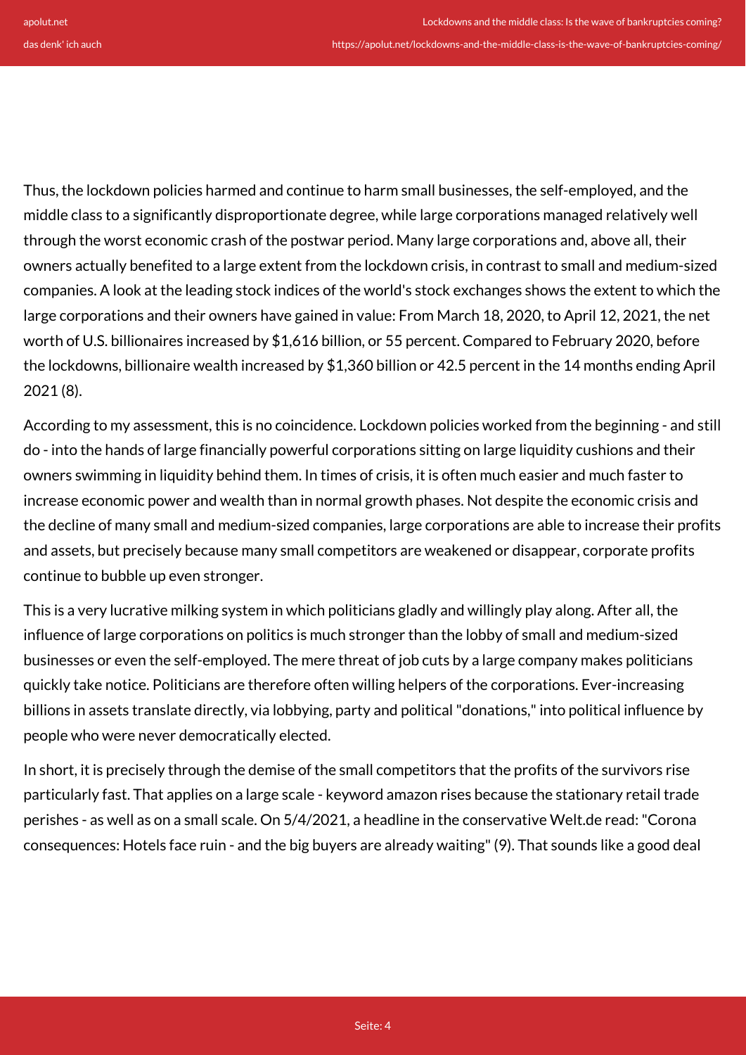Thus, the lockdown policies harmed and continue to harm small businesses, the self-employed, and the middle class to a significantly disproportionate degree, while large corporations managed relatively well through the worst economic crash of the postwar period. Many large corporations and, above all, their owners actually benefited to a large extent from the lockdown crisis, in contrast to small and medium-sized companies. A look at the leading stock indices of the world's stock exchanges shows the extent to which the large corporations and their owners have gained in value: From March 18, 2020, to April 12, 2021, the net worth of U.S. billionaires increased by $1,616 billion, or 55 percent. Compared to February 2020, before the lockdowns, billionaire wealth increased by $1,360 billion or 42.5 percent in the 14 months ending April 2021 (8).

According to my assessment, this is no coincidence. Lockdown policies worked from the beginning - and still do - into the hands of large financially powerful corporations sitting on large liquidity cushions and their owners swimming in liquidity behind them. In times of crisis, it is often much easier and much faster to increase economic power and wealth than in normal growth phases. Not despite the economic crisis and the decline of many small and medium-sized companies, large corporations are able to increase their profits and assets, but precisely because many small competitors are weakened or disappear, corporate profits continue to bubble up even stronger.

This is a very lucrative milking system in which politicians gladly and willingly play along. After all, the influence of large corporations on politics is much stronger than the lobby of small and medium-sized businesses or even the self-employed. The mere threat of job cuts by a large company makes politicians quickly take notice. Politicians are therefore often willing helpers of the corporations. Ever-increasing billions in assets translate directly, via lobbying, party and political "donations," into political influence by people who were never democratically elected.

In short, it is precisely through the demise of the small competitors that the profits of the survivors rise particularly fast. That applies on a large scale - keyword amazon rises because the stationary retail trade perishes - as well as on a small scale. On 5/4/2021, a headline in the conservative Welt.de read: "Corona consequences: Hotels face ruin - and the big buyers are already waiting" (9). That sounds like a good deal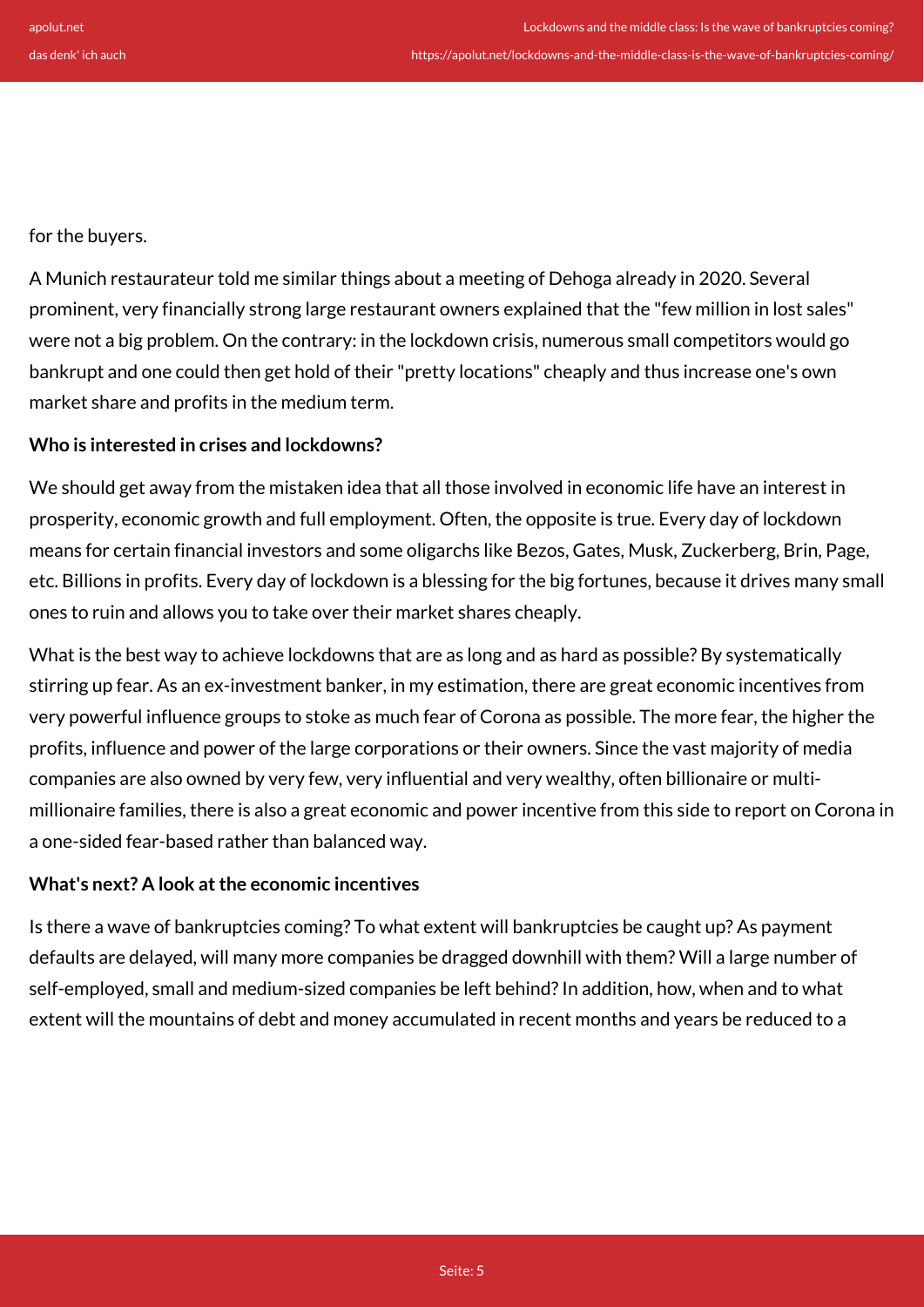for the buyers.

A Munich restaurateur told me similar things about a meeting of Dehoga already in 2020. Several prominent, very financially strong large restaurant owners explained that the "few million in lost sales" were not a big problem. On the contrary: in the lockdown crisis, numerous small competitors would go bankrupt and one could then get hold of their "pretty locations" cheaply and thus increase one's own market share and profits in the medium term.

**Who is interested in crises and lockdowns?**

We should get away from the mistaken idea that all those involved in economic life have an interest in prosperity, economic growth and full employment. Often, the opposite is true. Every day of lockdown means for certain financial investors and some oligarchs like Bezos, Gates, Musk, Zuckerberg, Brin, Page, etc. Billions in profits. Every day of lockdown is a blessing for the big fortunes, because it drives many small ones to ruin and allows you to take over their market shares cheaply.

What is the best way to achieve lockdowns that are as long and as hard as possible? By systematically stirring up fear. As an ex-investment banker, in my estimation, there are great economic incentives from very powerful influence groups to stoke as much fear of Corona as possible. The more fear, the higher the profits, influence and power of the large corporations or their owners. Since the vast majority of media companies are also owned by very few, very influential and very wealthy, often billionaire or multi-millionaire families, there is also a great economic and power incentive from this side to report on Corona in a one-sided fear-based rather than balanced way.

**What's next? A look at the economic incentives**

Is there a wave of bankruptcies coming? To what extent will bankruptcies be caught up? As payment defaults are delayed, will many more companies be dragged downhill with them? Will a large number of self-employed, small and medium-sized companies be left behind? In addition, how, when and to what extent will the mountains of debt and money accumulated in recent months and years be reduced to a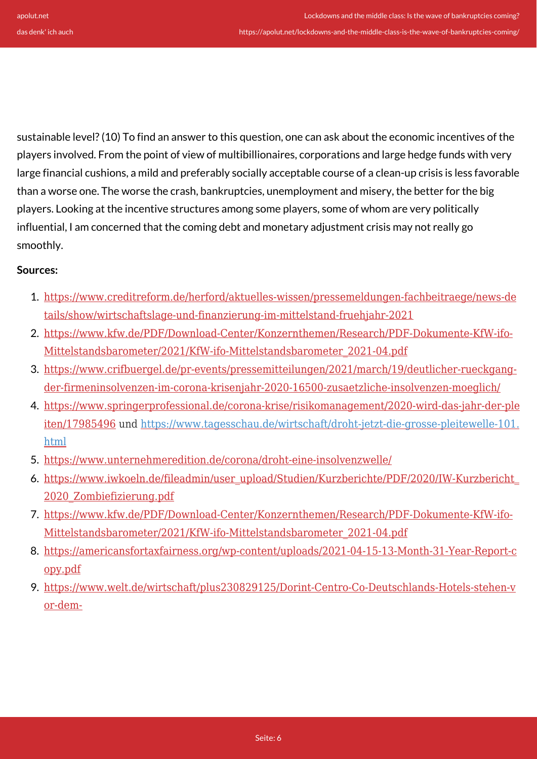sustainable level? (10) To find an answer to this question, one can ask about the economic incentives of the players involved. From the point of view of multibillionaires, corporations and large hedge funds with very large financial cushions, a mild and preferably socially acceptable course of a clean-up crisis is less favorable than a worse one. The worse the crash, bankruptcies, unemployment and misery, the better for the big players. Looking at the incentive structures among some players, some of whom are very politically influential, I am concerned that the coming debt and monetary adjustment crisis may not really go smoothly.

**Sources:**

1. https://www.creditreform.de/herford/aktuelles-wissen/pressemeldungen-fachbeitraege/news-details/show/wirtschaftslage-und-finanzierung-im-mittelstand-fruehjahr-2021
2. https://www.kfw.de/PDF/Download-Center/Konzernthemen/Research/PDF-Dokumente-KfW-ifo-Mittelstandsbarometer/2021/KfW-ifo-Mittelstandsbarometer_2021-04.pdf
3. https://www.crifbuergel.de/pr-events/pressemitteilungen/2021/march/19/deutlicher-rueckgang-der-firmeninsolvenzen-im-corona-krisenjahr-2020-16500-zusaetzliche-insolvenzen-moeglich/
4. https://www.springerprofessional.de/corona-krise/risikomanagement/2020-wird-das-jahr-der-pleiten/17985496 und https://www.tagesschau.de/wirtschaft/droht-jetzt-die-grosse-pleitewelle-101.html
5. https://www.unternehmeredition.de/corona/droht-eine-insolvenzwelle/
6. https://www.iwkoeln.de/fileadmin/user_upload/Studien/Kurzberichte/PDF/2020/IW-Kurzbericht_2020_Zombiefizierung.pdf
7. https://www.kfw.de/PDF/Download-Center/Konzernthemen/Research/PDF-Dokumente-KfW-ifo-Mittelstandsbarometer/2021/KfW-ifo-Mittelstandsbarometer_2021-04.pdf
8. https://americansfortaxfairness.org/wp-content/uploads/2021-04-15-13-Month-31-Year-Report-copy.pdf
9. https://www.welt.de/wirtschaft/plus230829125/Dorint-Centro-Co-Deutschlands-Hotels-stehen-vor-dem-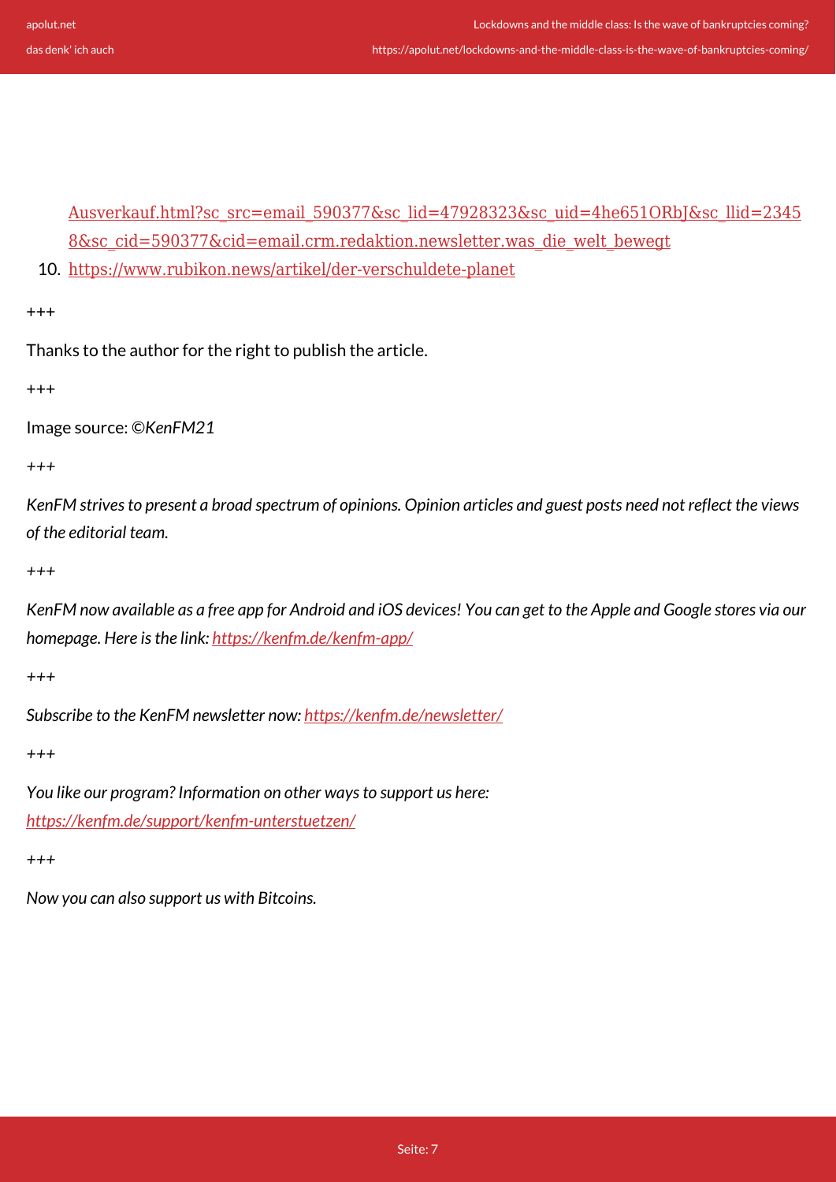Ausverkauf.html?sc_src=email_590377&sc_lid=47928323&sc_uid=4he651ORbJ&sc_llid=23458&sc_cid=590377&cid=email.crm.redaktion.newsletter.was_die_welt_bewegt

10. https://www.rubikon.news/artikel/der-verschuldete-planet

+++

Thanks to the author for the right to publish the article.

+++

Image source: *©KenFM21*

*+++*

*KenFM strives to present a broad spectrum of opinions. Opinion articles and guest posts need not reflect the views of the editorial team.*

*+++*

*KenFM now available as a free app for Android and iOS devices! You can get to the Apple and Google stores via our homepage. Here is the link: https://kenfm.de/kenfm-app/*

*+++*

*Subscribe to the KenFM newsletter now: https://kenfm.de/newsletter/*

*+++*

*You like our program? Information on other ways to support us here: https://kenfm.de/support/kenfm-unterstuetzen/*

*+++*

*Now you can also support us with Bitcoins.*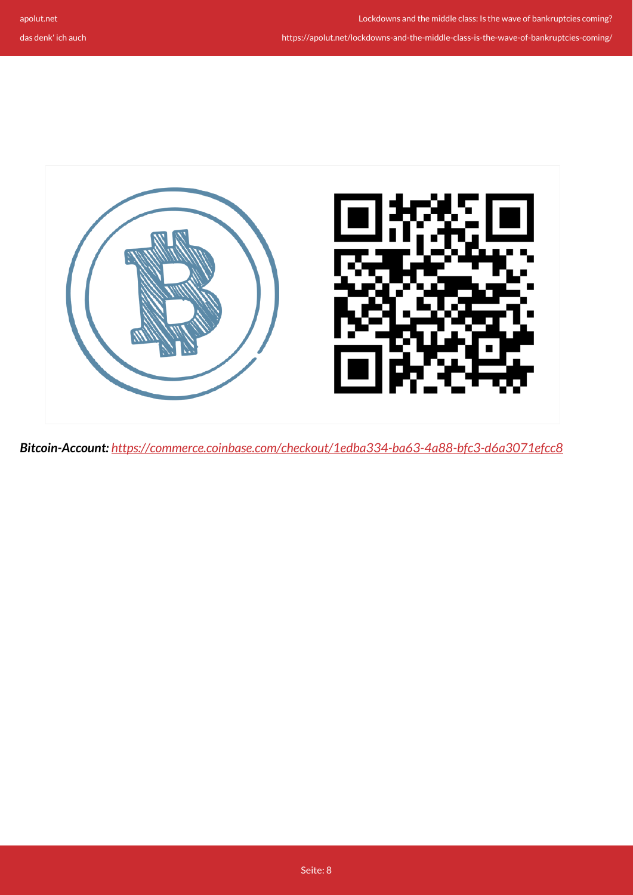***Bitcoin-Account:** [https://commerce.coinbase.com/checkout/1edba334-ba63-4a88-bfc3-d6a3071efcc8](https://commerce.coinbase.com/checkout/1edba334-ba63-4a88-bfc3-d6a3071efcc8)*